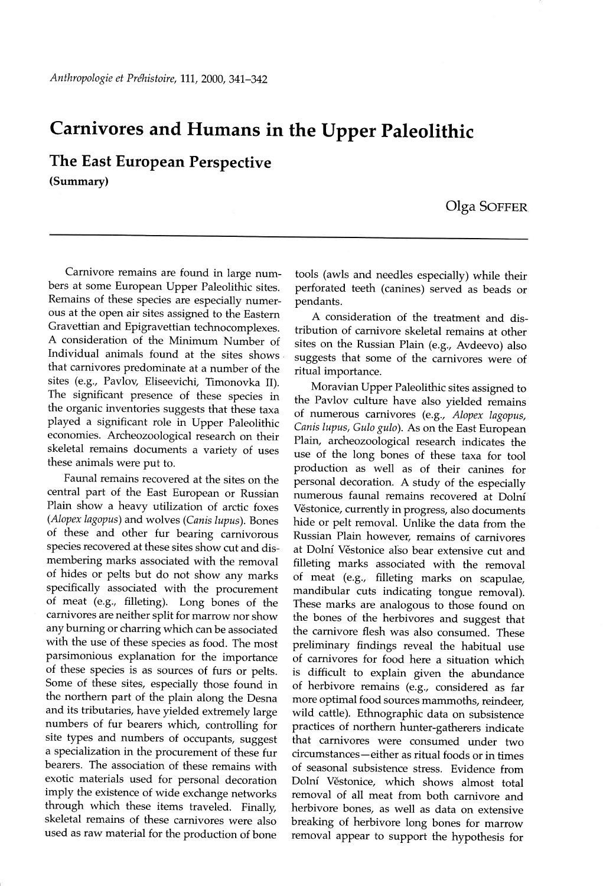// Carnivores and Humans in the Upper Paleolithic

## The East European Perspective

(Summary)

Olga SOFFER

Carnivore remains are found in large numbers at some European Upper Paleolithic sites. Remains of these species are especially numerous at the open air sites assigned to the Eastern Gravettian and Epigravettian technocomplexes. A consideration of the Minimum Number of Individual animals found at the sites shows that carnivores predominate at a number of the sites (e.g., Pavlov, Eliseevichi, Timonovka II). The significant presence of these species in the organic inventories suggests that these taxa played a significant role in Upper Paleolithic economies. Archeozoological research on their skeletal remains documents a variety of uses these animals were put to.

Faunal remains recovered at the sites on the central part of the East European or Russian Plain show a heavy utilization of arctic foxes (*Alopex lagopus*) and wolves (*Canis lupus*). Bones of these and other fur bearing carnivorous species recovered at these sites show cut and dismembering marks associated with the removal of hides or pelts but do not show any marks specifically associated with the procurement of meat (e.g., filleting). Long bones of the carnivores are neither split for marrow nor show any burning or charring which can be associated with the use of these species as food. The most parsimonious explanation for the importance of these species is as sources of furs or pelts. Some of these sites, especially those found in the northern part of the plain along the Desna and its tributaries, have yielded extremely large numbers of fur bearers which, controlling for site types and numbers of occupants, suggest a specialization in the procurement of these fur bearers. The association of these remains with exotic materials used for personal decoration imply the existence of wide exchange networks through which these items traveled. Finally, skeletal remains of these carnivores were also used as raw material for the production of bone tools (awls and needles especially) while their perforated teeth (canines) served as beads or pendants.

A consideration of the treatment and distribution of carnivore skeletal remains at other sites on the Russian Plain (e.g., Avdeevo) also suggests that some of the carnivores were of ritual importance.

Moravian Upper Paleolithic sites assigned to the Pavlov culture have also yielded remains of numerous carnivores (e.g., *Alopex lagopus*, *Canis lupus*, *Gulo gulo*). As on the East European Plain, archeozoological research indicates the use of the long bones of these taxa for tool production as well as of their canines for personal decoration. A study of the especially numerous faunal remains recovered at Dolní Věstonice, currently in progress, also documents hide or pelt removal. Unlike the data from the Russian Plain however, remains of carnivores at Dolní Věstonice also bear extensive cut and filleting marks associated with the removal of meat (e.g., filleting marks on scapulae, mandibular cuts indicating tongue removal). These marks are analogous to those found on the bones of the herbivores and suggest that the carnivore flesh was also consumed. These preliminary findings reveal the habitual use of carnivores for food here a situation which is difficult to explain given the abundance of herbivore remains (e.g., considered as far more optimal food sources mammoths, reindeer, wild cattle). Ethnographic data on subsistence practices of northern hunter-gatherers indicate that carnivores were consumed under two circumstances—either as ritual foods or in times of seasonal subsistence stress. Evidence from Dolní Věstonice, which shows almost total removal of all meat from both carnivore and herbivore bones, as well as data on extensive breaking of herbivore long bones for marrow removal appear to support the hypothesis for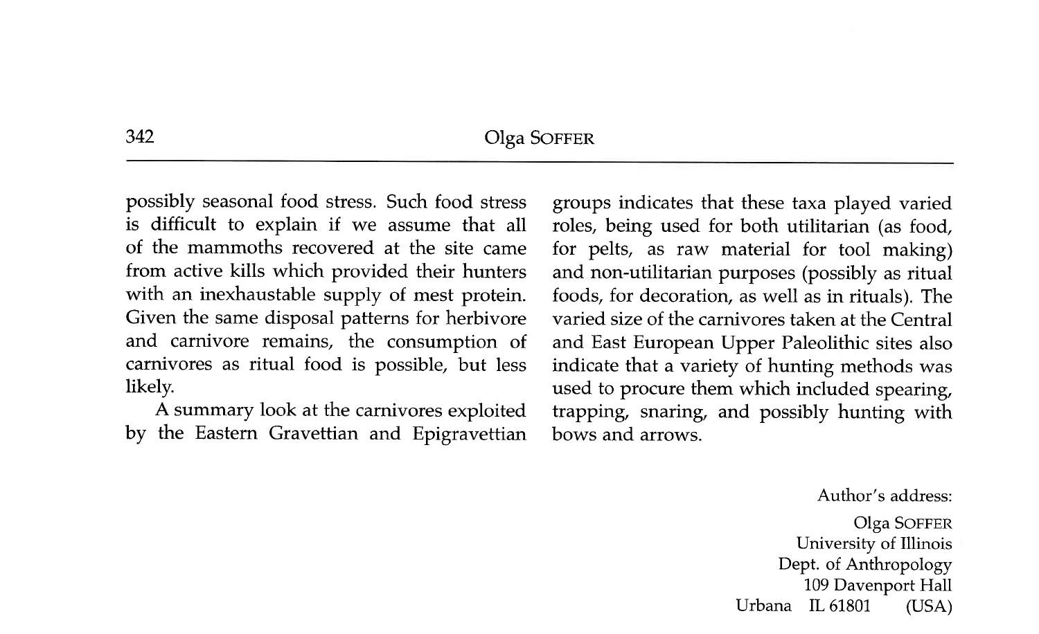possibly seasonal food stress. Such food stress is difficult to explain if we assume that all of the mammoths recovered at the site came from active kills which provided their hunters with an inexhaustible supply of mest protein. Given the same disposal patterns for herbivore and carnivore remains, the consumption of carnivores as ritual food is possible, but less likely.

A summary look at the carnivores exploited by the Eastern Gravettian and Epigravettian groups indicates that these taxa played varied roles, being used for both utilitarian (as food, for pelts, as raw material for tool making) and non-utilitarian purposes (possibly as ritual foods, for decoration, as well as in rituals). The varied size of the carnivores taken at the Central and East European Upper Paleolithic sites also indicate that a variety of hunting methods was used to procure them which included spearing, trapping, snaring, and possibly hunting with bows and arrows.

Author's address:

Olga SOFFER
University of Illinois
Dept. of Anthropology
109 Davenport Hall
Urbana IL 61801 (USA)